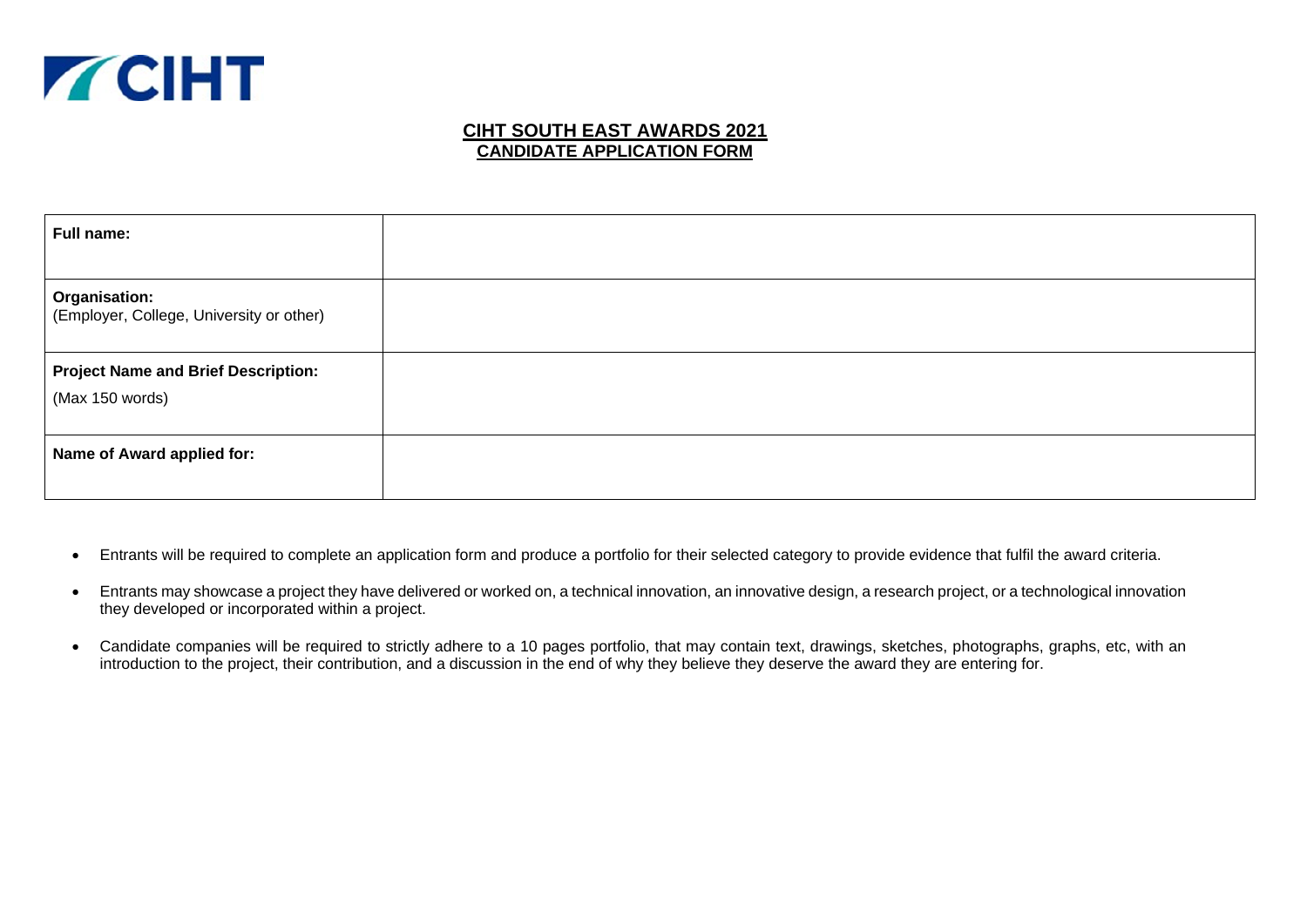CIHT

## CIHT SOUTH EAST AWARDS 2021
## CANDIDATE APPLICATION FORM

| | |
|---|---|
| **Full name:** | |
| **Organisation:** (Employer, College, University or other) | |
| **Project Name and Brief Description:** (Max 150 words) | |
| **Name of Award applied for:** | |

- Entrants will be required to complete an application form and produce a portfolio for their selected category to provide evidence that fulfil the award criteria.
- Entrants may showcase a project they have delivered or worked on, a technical innovation, an innovative design, a research project, or a technological innovation they developed or incorporated within a project.
- Candidate companies will be required to strictly adhere to a 10 pages portfolio, that may contain text, drawings, sketches, photographs, graphs, etc, with an introduction to the project, their contribution, and a discussion in the end of why they believe they deserve the award they are entering for.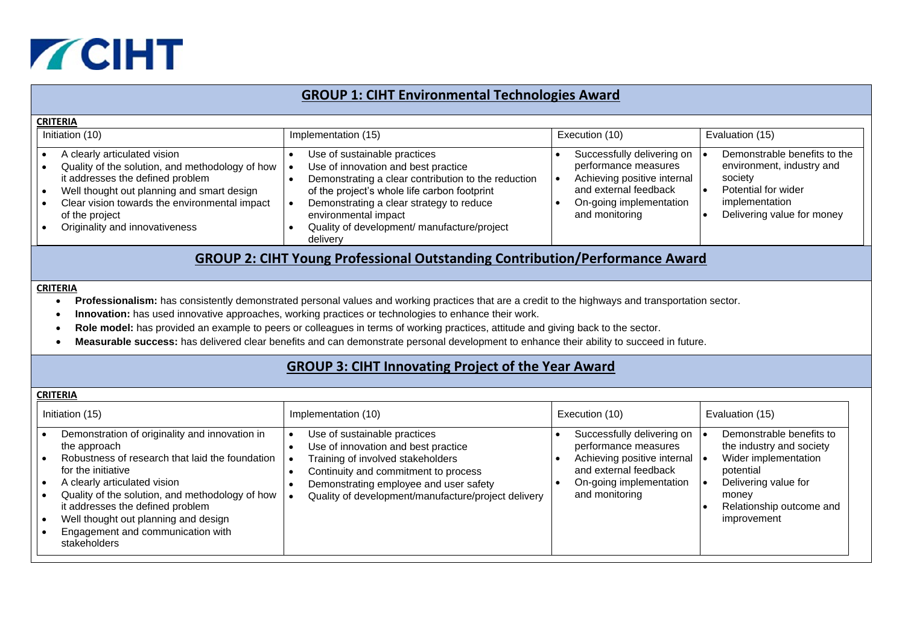# CIHT

## GROUP 1: CIHT Environmental Technologies Award

**CRITERIA**

| Initiation (10) | Implementation (15) | Execution (10) | Evaluation (15) |
|---|---|---|---|
| • A clearly articulated vision<br>• Quality of the solution, and methodology of how it addresses the defined problem<br>• Well thought out planning and smart design<br>• Clear vision towards the environmental impact of the project<br>• Originality and innovativeness | • Use of sustainable practices<br>• Use of innovation and best practice<br>• Demonstrating a clear contribution to the reduction of the project's whole life carbon footprint<br>• Demonstrating a clear strategy to reduce environmental impact<br>• Quality of development/ manufacture/project delivery | • Successfully delivering on performance measures<br>• Achieving positive internal and external feedback<br>• On-going implementation and monitoring | • Demonstrable benefits to the environment, industry and society<br>• Potential for wider implementation<br>• Delivering value for money |

## GROUP 2: CIHT Young Professional Outstanding Contribution/Performance Award

**CRITERIA**

- **Professionalism:** has consistently demonstrated personal values and working practices that are a credit to the highways and transportation sector.
- **Innovation:** has used innovative approaches, working practices or technologies to enhance their work.
- **Role model:** has provided an example to peers or colleagues in terms of working practices, attitude and giving back to the sector.
- **Measurable success:** has delivered clear benefits and can demonstrate personal development to enhance their ability to succeed in future.

## GROUP 3: CIHT Innovating Project of the Year Award

**CRITERIA**

| Initiation (15) | Implementation (10) | Execution (10) | Evaluation (15) |
|---|---|---|---|
| • Demonstration of originality and innovation in the approach<br>• Robustness of research that laid the foundation for the initiative<br>• A clearly articulated vision<br>• Quality of the solution, and methodology of how it addresses the defined problem<br>• Well thought out planning and design<br>• Engagement and communication with stakeholders | • Use of sustainable practices<br>• Use of innovation and best practice<br>• Training of involved stakeholders<br>• Continuity and commitment to process<br>• Demonstrating employee and user safety<br>• Quality of development/manufacture/project delivery | • Successfully delivering on performance measures<br>• Achieving positive internal and external feedback<br>• On-going implementation and monitoring | • Demonstrable benefits to the industry and society<br>• Wider implementation potential<br>• Delivering value for money<br>• Relationship outcome and improvement |